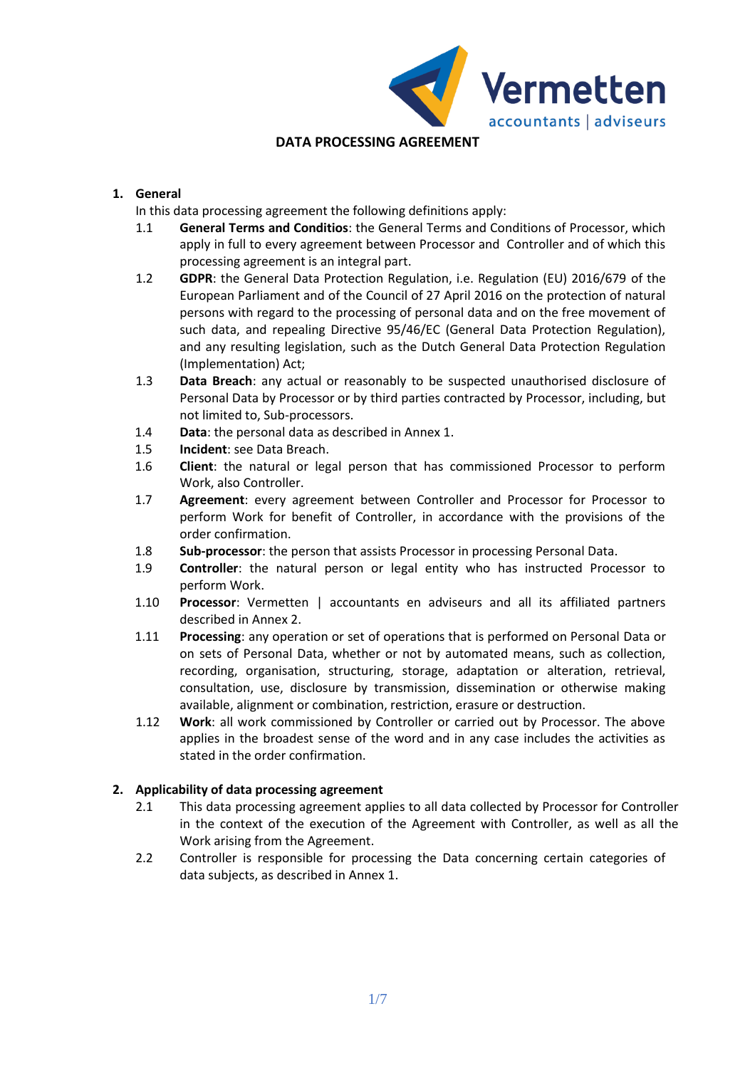# DATA PROCESSING AGREEMENT

## 1. General

In this data processing agreement the following definitions apply:

1.1 **General Terms and Conditios**: the General Terms and Conditions of Processor, which apply in full to every agreement between Processor and Controller and of which this processing agreement is an integral part.

1.2 **GDPR**: the General Data Protection Regulation, i.e. Regulation (EU) 2016/679 of the European Parliament and of the Council of 27 April 2016 on the protection of natural persons with regard to the processing of personal data and on the free movement of such data, and repealing Directive 95/46/EC (General Data Protection Regulation), and any resulting legislation, such as the Dutch General Data Protection Regulation (Implementation) Act;

1.3 **Data Breach**: any actual or reasonably to be suspected unauthorised disclosure of Personal Data by Processor or by third parties contracted by Processor, including, but not limited to, Sub-processors.

1.4 **Data**: the personal data as described in Annex 1.

1.5 **Incident**: see Data Breach.

1.6 **Client**: the natural or legal person that has commissioned Processor to perform Work, also Controller.

1.7 **Agreement**: every agreement between Controller and Processor for Processor to perform Work for benefit of Controller, in accordance with the provisions of the order confirmation.

1.8 **Sub-processor**: the person that assists Processor in processing Personal Data.

1.9 **Controller**: the natural person or legal entity who has instructed Processor to perform Work.

1.10 **Processor**: Vermetten | accountants en adviseurs and all its affiliated partners described in Annex 2.

1.11 **Processing**: any operation or set of operations that is performed on Personal Data or on sets of Personal Data, whether or not by automated means, such as collection, recording, organisation, structuring, storage, adaptation or alteration, retrieval, consultation, use, disclosure by transmission, dissemination or otherwise making available, alignment or combination, restriction, erasure or destruction.

1.12 **Work**: all work commissioned by Controller or carried out by Processor. The above applies in the broadest sense of the word and in any case includes the activities as stated in the order confirmation.

## 2. Applicability of data processing agreement

2.1 This data processing agreement applies to all data collected by Processor for Controller in the context of the execution of the Agreement with Controller, as well as all the Work arising from the Agreement.

2.2 Controller is responsible for processing the Data concerning certain categories of data subjects, as described in Annex 1.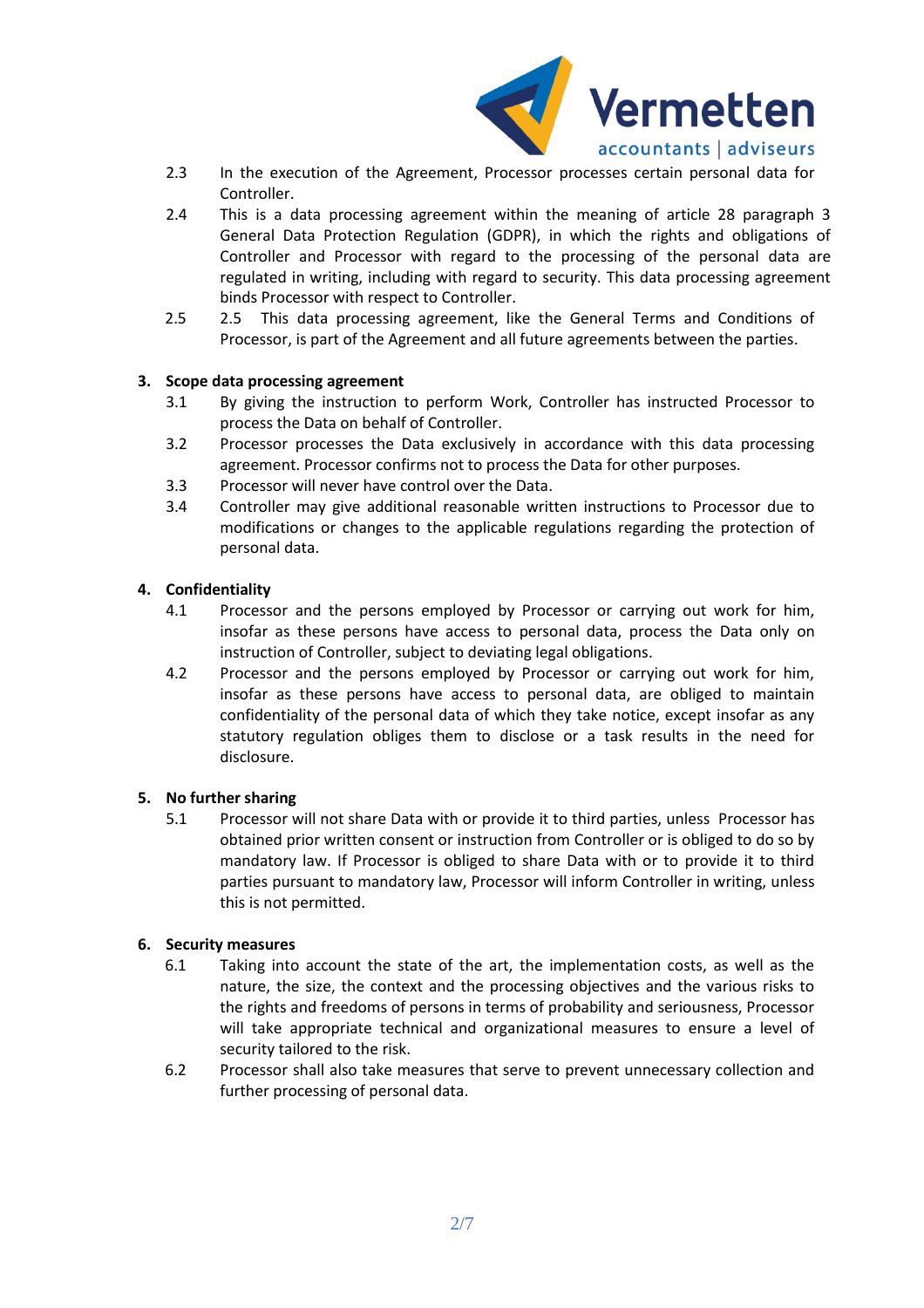2.3 In the execution of the Agreement, Processor processes certain personal data for Controller.

2.4 This is a data processing agreement within the meaning of article 28 paragraph 3 General Data Protection Regulation (GDPR), in which the rights and obligations of Controller and Processor with regard to the processing of the personal data are regulated in writing, including with regard to security. This data processing agreement binds Processor with respect to Controller.

2.5 2.5 This data processing agreement, like the General Terms and Conditions of Processor, is part of the Agreement and all future agreements between the parties.

## 3. Scope data processing agreement

3.1 By giving the instruction to perform Work, Controller has instructed Processor to process the Data on behalf of Controller.

3.2 Processor processes the Data exclusively in accordance with this data processing agreement. Processor confirms not to process the Data for other purposes.

3.3 Processor will never have control over the Data.

3.4 Controller may give additional reasonable written instructions to Processor due to modifications or changes to the applicable regulations regarding the protection of personal data.

## 4. Confidentiality

4.1 Processor and the persons employed by Processor or carrying out work for him, insofar as these persons have access to personal data, process the Data only on instruction of Controller, subject to deviating legal obligations.

4.2 Processor and the persons employed by Processor or carrying out work for him, insofar as these persons have access to personal data, are obliged to maintain confidentiality of the personal data of which they take notice, except insofar as any statutory regulation obliges them to disclose or a task results in the need for disclosure.

## 5. No further sharing

5.1 Processor will not share Data with or provide it to third parties, unless Processor has obtained prior written consent or instruction from Controller or is obliged to do so by mandatory law. If Processor is obliged to share Data with or to provide it to third parties pursuant to mandatory law, Processor will inform Controller in writing, unless this is not permitted.

## 6. Security measures

6.1 Taking into account the state of the art, the implementation costs, as well as the nature, the size, the context and the processing objectives and the various risks to the rights and freedoms of persons in terms of probability and seriousness, Processor will take appropriate technical and organizational measures to ensure a level of security tailored to the risk.

6.2 Processor shall also take measures that serve to prevent unnecessary collection and further processing of personal data.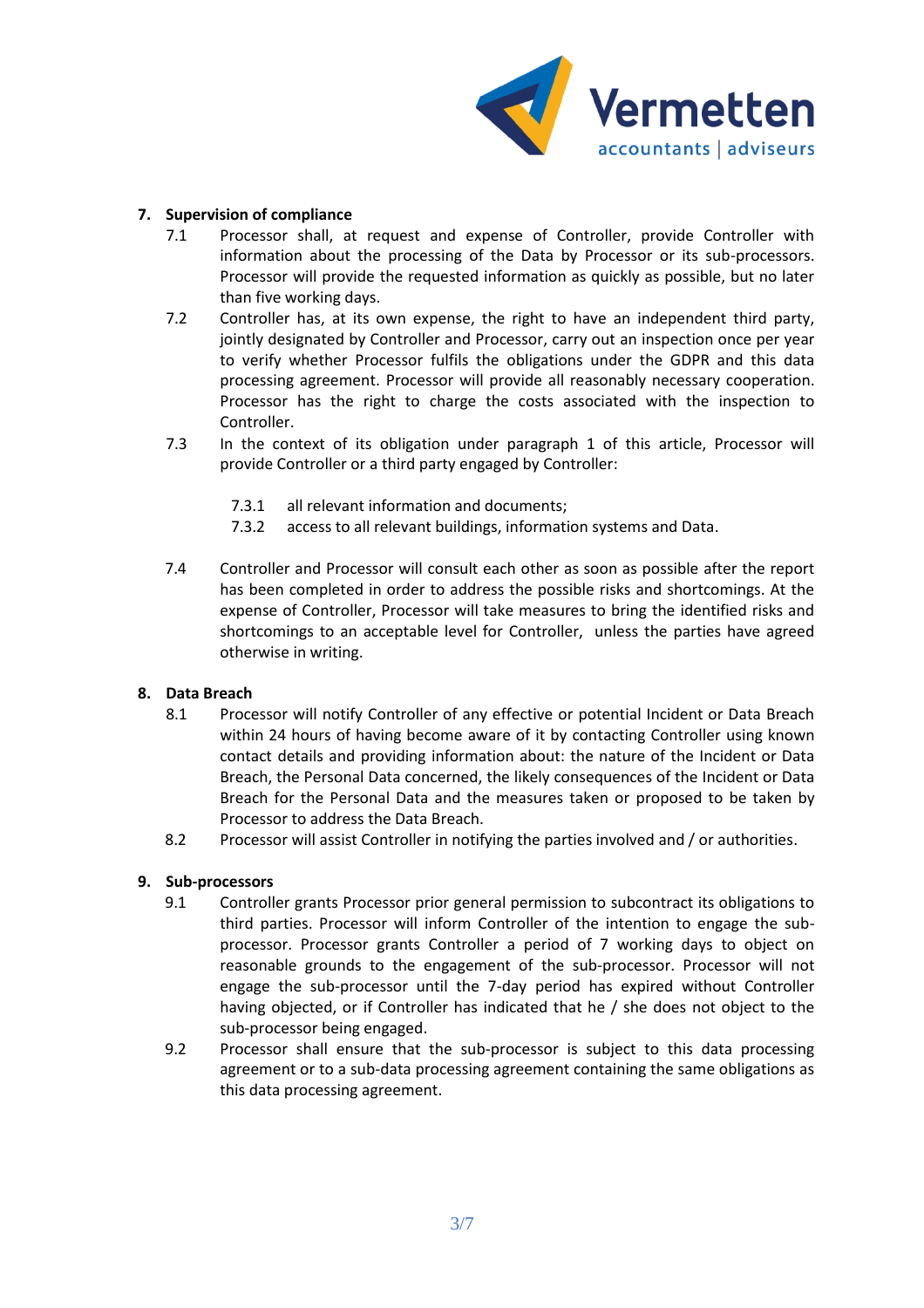## 7. Supervision of compliance

7.1 Processor shall, at request and expense of Controller, provide Controller with information about the processing of the Data by Processor or its sub-processors. Processor will provide the requested information as quickly as possible, but no later than five working days.

7.2 Controller has, at its own expense, the right to have an independent third party, jointly designated by Controller and Processor, carry out an inspection once per year to verify whether Processor fulfils the obligations under the GDPR and this data processing agreement. Processor will provide all reasonably necessary cooperation. Processor has the right to charge the costs associated with the inspection to Controller.

7.3 In the context of its obligation under paragraph 1 of this article, Processor will provide Controller or a third party engaged by Controller:

7.3.1 all relevant information and documents;
7.3.2 access to all relevant buildings, information systems and Data.

7.4 Controller and Processor will consult each other as soon as possible after the report has been completed in order to address the possible risks and shortcomings. At the expense of Controller, Processor will take measures to bring the identified risks and shortcomings to an acceptable level for Controller, unless the parties have agreed otherwise in writing.

## 8. Data Breach

8.1 Processor will notify Controller of any effective or potential Incident or Data Breach within 24 hours of having become aware of it by contacting Controller using known contact details and providing information about: the nature of the Incident or Data Breach, the Personal Data concerned, the likely consequences of the Incident or Data Breach for the Personal Data and the measures taken or proposed to be taken by Processor to address the Data Breach.

8.2 Processor will assist Controller in notifying the parties involved and / or authorities.

## 9. Sub-processors

9.1 Controller grants Processor prior general permission to subcontract its obligations to third parties. Processor will inform Controller of the intention to engage the sub-processor. Processor grants Controller a period of 7 working days to object on reasonable grounds to the engagement of the sub-processor. Processor will not engage the sub-processor until the 7-day period has expired without Controller having objected, or if Controller has indicated that he / she does not object to the sub-processor being engaged.

9.2 Processor shall ensure that the sub-processor is subject to this data processing agreement or to a sub-data processing agreement containing the same obligations as this data processing agreement.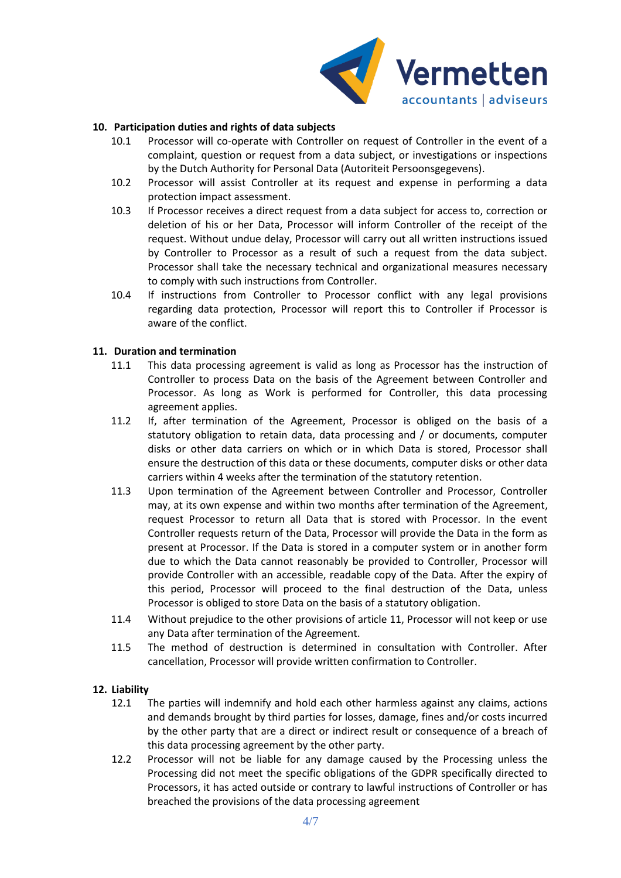## 10. Participation duties and rights of data subjects

10.1 Processor will co-operate with Controller on request of Controller in the event of a complaint, question or request from a data subject, or investigations or inspections by the Dutch Authority for Personal Data (Autoriteit Persoonsgegevens).

10.2 Processor will assist Controller at its request and expense in performing a data protection impact assessment.

10.3 If Processor receives a direct request from a data subject for access to, correction or deletion of his or her Data, Processor will inform Controller of the receipt of the request. Without undue delay, Processor will carry out all written instructions issued by Controller to Processor as a result of such a request from the data subject. Processor shall take the necessary technical and organizational measures necessary to comply with such instructions from Controller.

10.4 If instructions from Controller to Processor conflict with any legal provisions regarding data protection, Processor will report this to Controller if Processor is aware of the conflict.

## 11. Duration and termination

11.1 This data processing agreement is valid as long as Processor has the instruction of Controller to process Data on the basis of the Agreement between Controller and Processor. As long as Work is performed for Controller, this data processing agreement applies.

11.2 If, after termination of the Agreement, Processor is obliged on the basis of a statutory obligation to retain data, data processing and / or documents, computer disks or other data carriers on which or in which Data is stored, Processor shall ensure the destruction of this data or these documents, computer disks or other data carriers within 4 weeks after the termination of the statutory retention.

11.3 Upon termination of the Agreement between Controller and Processor, Controller may, at its own expense and within two months after termination of the Agreement, request Processor to return all Data that is stored with Processor. In the event Controller requests return of the Data, Processor will provide the Data in the form as present at Processor. If the Data is stored in a computer system or in another form due to which the Data cannot reasonably be provided to Controller, Processor will provide Controller with an accessible, readable copy of the Data. After the expiry of this period, Processor will proceed to the final destruction of the Data, unless Processor is obliged to store Data on the basis of a statutory obligation.

11.4 Without prejudice to the other provisions of article 11, Processor will not keep or use any Data after termination of the Agreement.

11.5 The method of destruction is determined in consultation with Controller. After cancellation, Processor will provide written confirmation to Controller.

## 12. Liability

12.1 The parties will indemnify and hold each other harmless against any claims, actions and demands brought by third parties for losses, damage, fines and/or costs incurred by the other party that are a direct or indirect result or consequence of a breach of this data processing agreement by the other party.

12.2 Processor will not be liable for any damage caused by the Processing unless the Processing did not meet the specific obligations of the GDPR specifically directed to Processors, it has acted outside or contrary to lawful instructions of Controller or has breached the provisions of the data processing agreement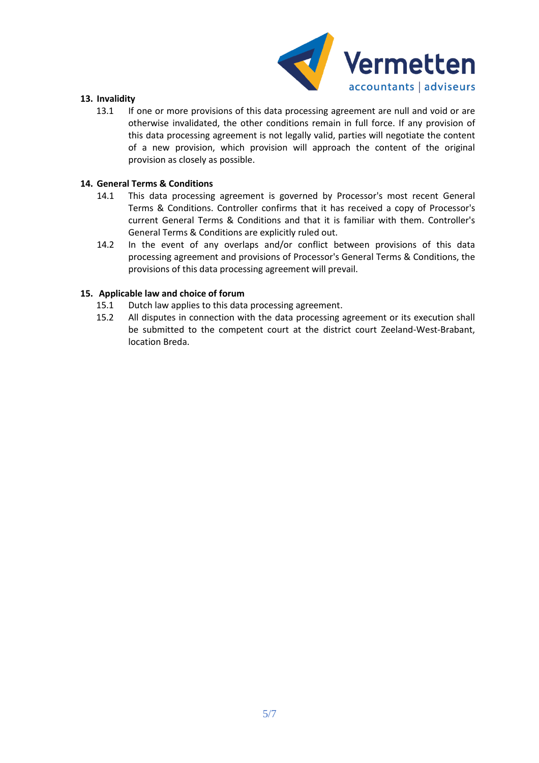## 13. Invalidity

13.1 If one or more provisions of this data processing agreement are null and void or are otherwise invalidated, the other conditions remain in full force. If any provision of this data processing agreement is not legally valid, parties will negotiate the content of a new provision, which provision will approach the content of the original provision as closely as possible.

## 14. General Terms & Conditions

14.1 This data processing agreement is governed by Processor's most recent General Terms & Conditions. Controller confirms that it has received a copy of Processor's current General Terms & Conditions and that it is familiar with them. Controller's General Terms & Conditions are explicitly ruled out.

14.2 In the event of any overlaps and/or conflict between provisions of this data processing agreement and provisions of Processor's General Terms & Conditions, the provisions of this data processing agreement will prevail.

## 15. Applicable law and choice of forum

15.1 Dutch law applies to this data processing agreement.

15.2 All disputes in connection with the data processing agreement or its execution shall be submitted to the competent court at the district court Zeeland-West-Brabant, location Breda.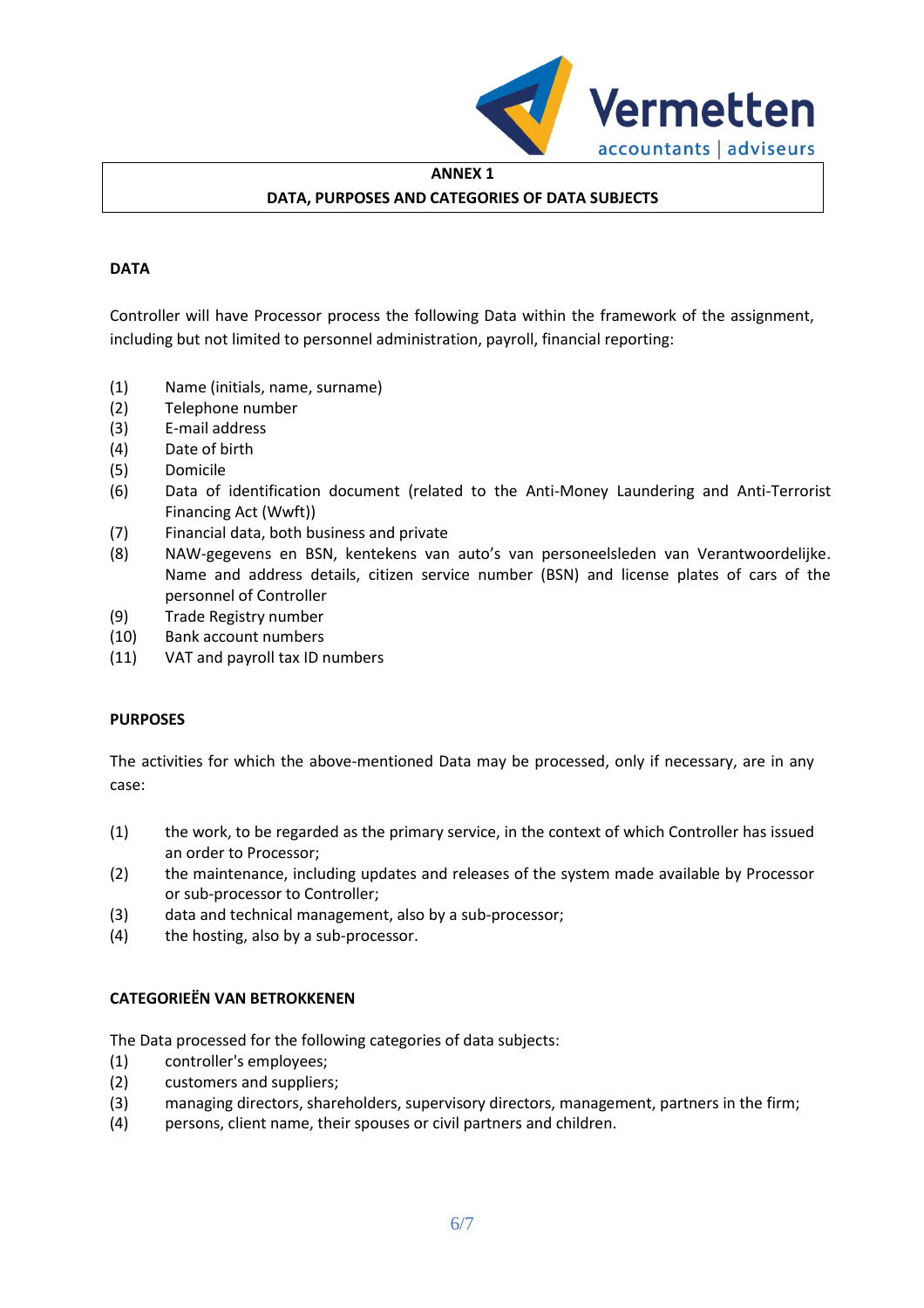**ANNEX 1**

**DATA, PURPOSES AND CATEGORIES OF DATA SUBJECTS**

**DATA**

Controller will have Processor process the following Data within the framework of the assignment, including but not limited to personnel administration, payroll, financial reporting:

(1) Name (initials, name, surname)
(2) Telephone number
(3) E-mail address
(4) Date of birth
(5) Domicile
(6) Data of identification document (related to the Anti-Money Laundering and Anti-Terrorist Financing Act (Wwft))
(7) Financial data, both business and private
(8) NAW-gegevens en BSN, kentekens van auto's van personeelsleden van Verantwoordelijke. Name and address details, citizen service number (BSN) and license plates of cars of the personnel of Controller
(9) Trade Registry number
(10) Bank account numbers
(11) VAT and payroll tax ID numbers

**PURPOSES**

The activities for which the above-mentioned Data may be processed, only if necessary, are in any case:

(1) the work, to be regarded as the primary service, in the context of which Controller has issued an order to Processor;
(2) the maintenance, including updates and releases of the system made available by Processor or sub-processor to Controller;
(3) data and technical management, also by a sub-processor;
(4) the hosting, also by a sub-processor.

**CATEGORIEËN VAN BETROKKENEN**

The Data processed for the following categories of data subjects:
(1) controller's employees;
(2) customers and suppliers;
(3) managing directors, shareholders, supervisory directors, management, partners in the firm;
(4) persons, client name, their spouses or civil partners and children.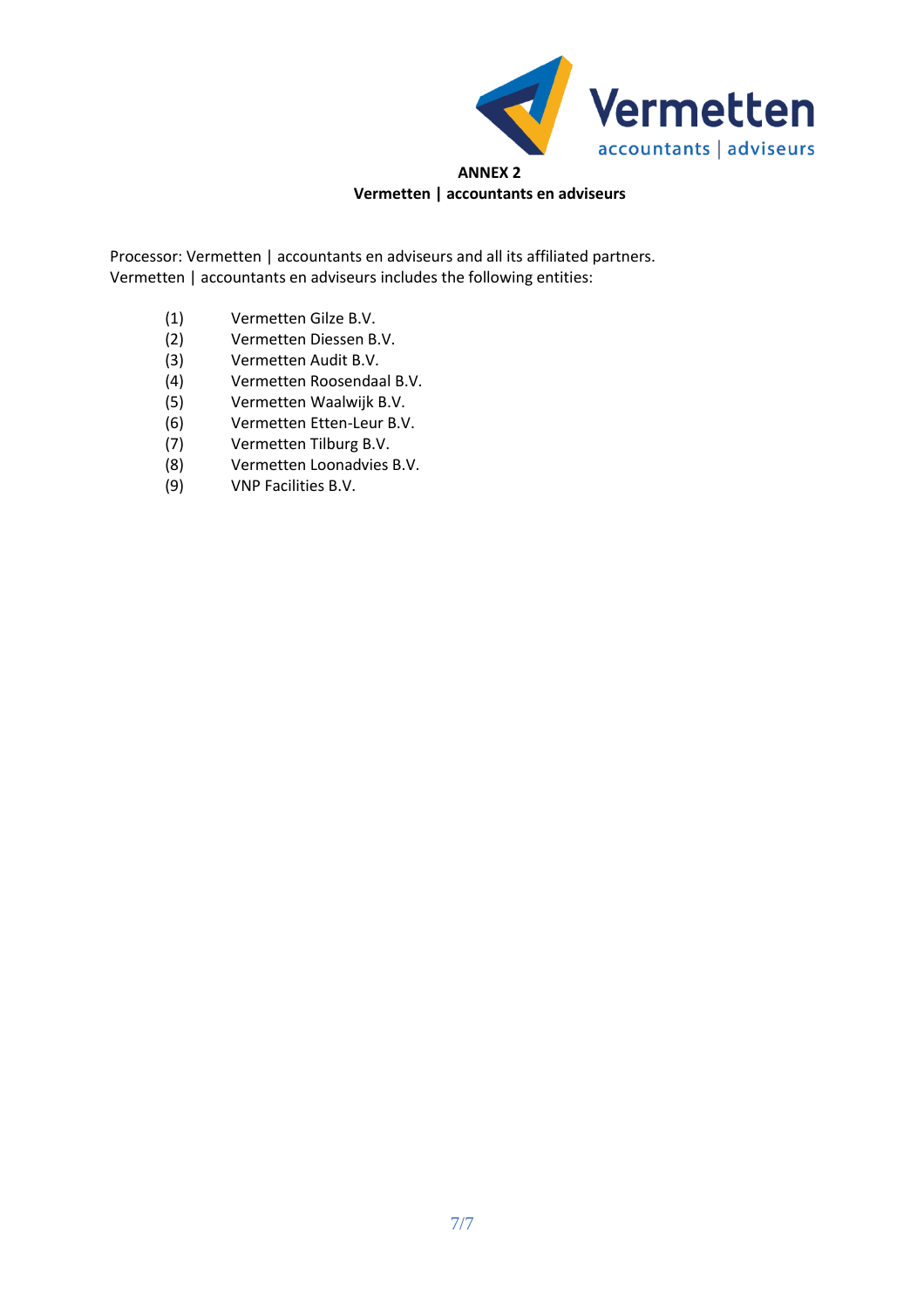**ANNEX 2**

**Vermetten | accountants en adviseurs**

Processor: Vermetten | accountants en adviseurs and all its affiliated partners.
Vermetten | accountants en adviseurs includes the following entities:

(1) Vermetten Gilze B.V.
(2) Vermetten Diessen B.V.
(3) Vermetten Audit B.V.
(4) Vermetten Roosendaal B.V.
(5) Vermetten Waalwijk B.V.
(6) Vermetten Etten-Leur B.V.
(7) Vermetten Tilburg B.V.
(8) Vermetten Loonadvies B.V.
(9) VNP Facilities B.V.